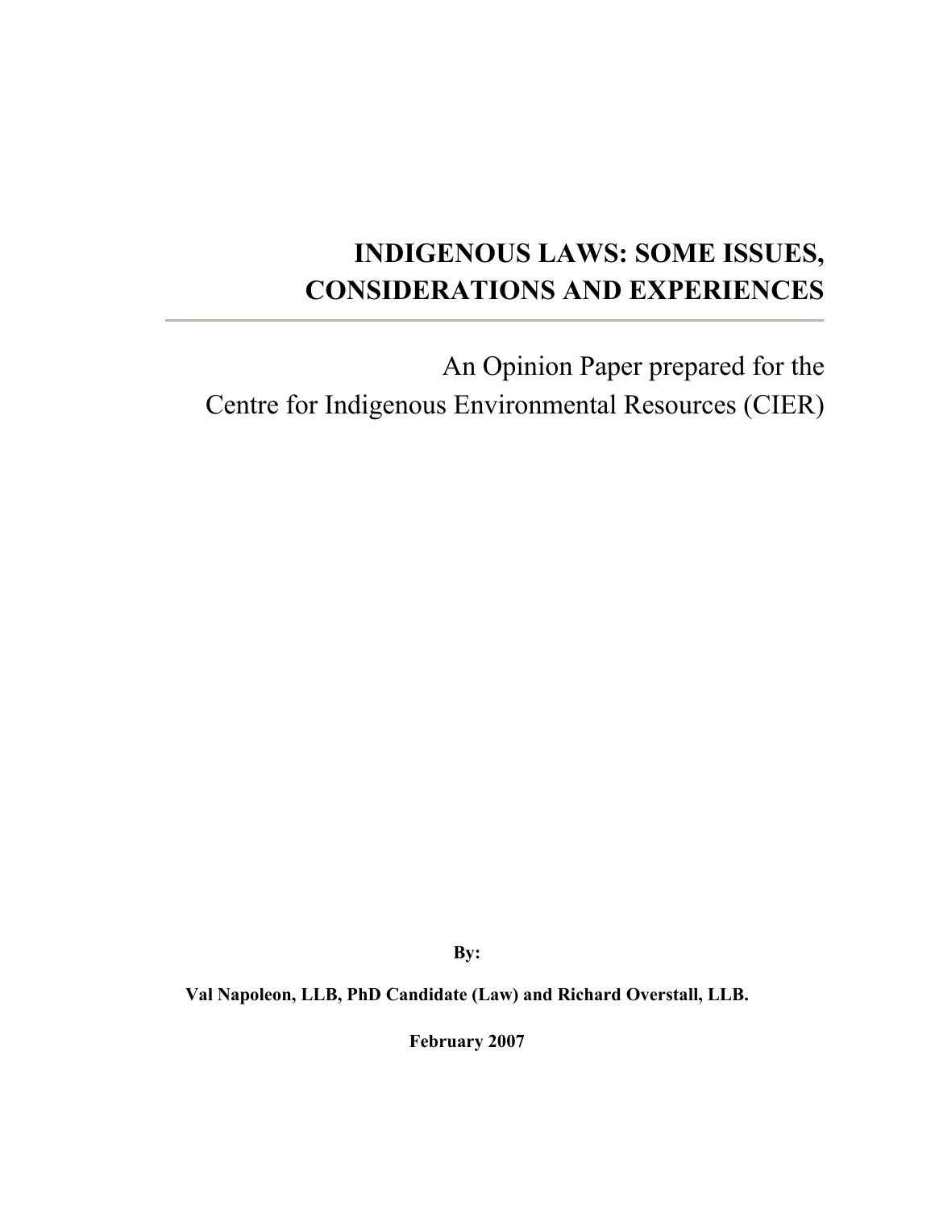# INDIGENOUS LAWS: SOME ISSUES, CONSIDERATIONS AND EXPERIENCES

An Opinion Paper prepared for the
Centre for Indigenous Environmental Resources (CIER)

**By:**

**Val Napoleon, LLB, PhD Candidate (Law) and Richard Overstall, LLB.**

**February 2007**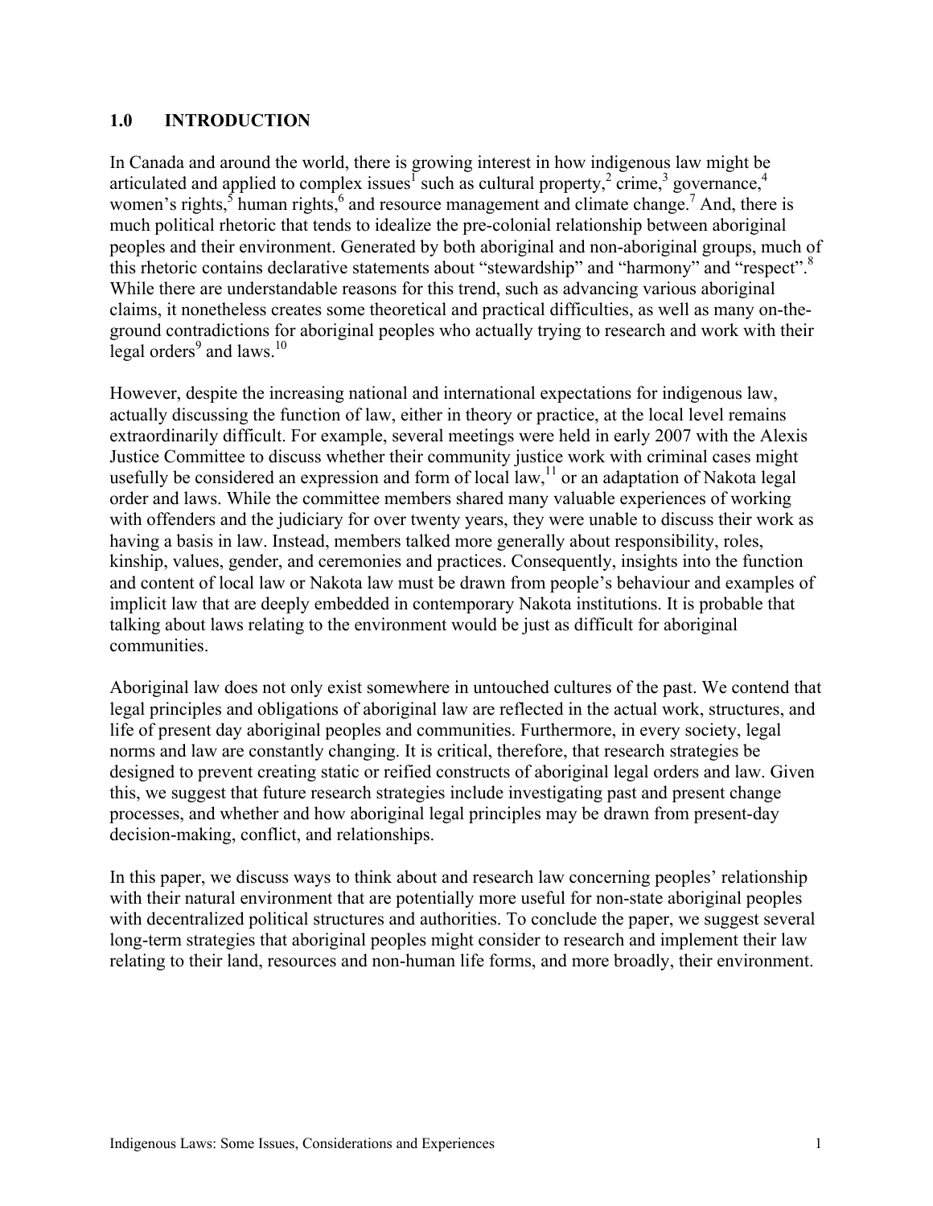## 1.0 INTRODUCTION

In Canada and around the world, there is growing interest in how indigenous law might be articulated and applied to complex issues[1] such as cultural property,[2] crime,[3] governance,[4] women's rights,[5] human rights,[6] and resource management and climate change.[7] And, there is much political rhetoric that tends to idealize the pre-colonial relationship between aboriginal peoples and their environment. Generated by both aboriginal and non-aboriginal groups, much of this rhetoric contains declarative statements about "stewardship" and "harmony" and "respect".[8] While there are understandable reasons for this trend, such as advancing various aboriginal claims, it nonetheless creates some theoretical and practical difficulties, as well as many on-the-ground contradictions for aboriginal peoples who actually trying to research and work with their legal orders[9] and laws.[10]

However, despite the increasing national and international expectations for indigenous law, actually discussing the function of law, either in theory or practice, at the local level remains extraordinarily difficult. For example, several meetings were held in early 2007 with the Alexis Justice Committee to discuss whether their community justice work with criminal cases might usefully be considered an expression and form of local law,[11] or an adaptation of Nakota legal order and laws. While the committee members shared many valuable experiences of working with offenders and the judiciary for over twenty years, they were unable to discuss their work as having a basis in law. Instead, members talked more generally about responsibility, roles, kinship, values, gender, and ceremonies and practices. Consequently, insights into the function and content of local law or Nakota law must be drawn from people's behaviour and examples of implicit law that are deeply embedded in contemporary Nakota institutions. It is probable that talking about laws relating to the environment would be just as difficult for aboriginal communities.

Aboriginal law does not only exist somewhere in untouched cultures of the past. We contend that legal principles and obligations of aboriginal law are reflected in the actual work, structures, and life of present day aboriginal peoples and communities. Furthermore, in every society, legal norms and law are constantly changing. It is critical, therefore, that research strategies be designed to prevent creating static or reified constructs of aboriginal legal orders and law. Given this, we suggest that future research strategies include investigating past and present change processes, and whether and how aboriginal legal principles may be drawn from present-day decision-making, conflict, and relationships.

In this paper, we discuss ways to think about and research law concerning peoples' relationship with their natural environment that are potentially more useful for non-state aboriginal peoples with decentralized political structures and authorities. To conclude the paper, we suggest several long-term strategies that aboriginal peoples might consider to research and implement their law relating to their land, resources and non-human life forms, and more broadly, their environment.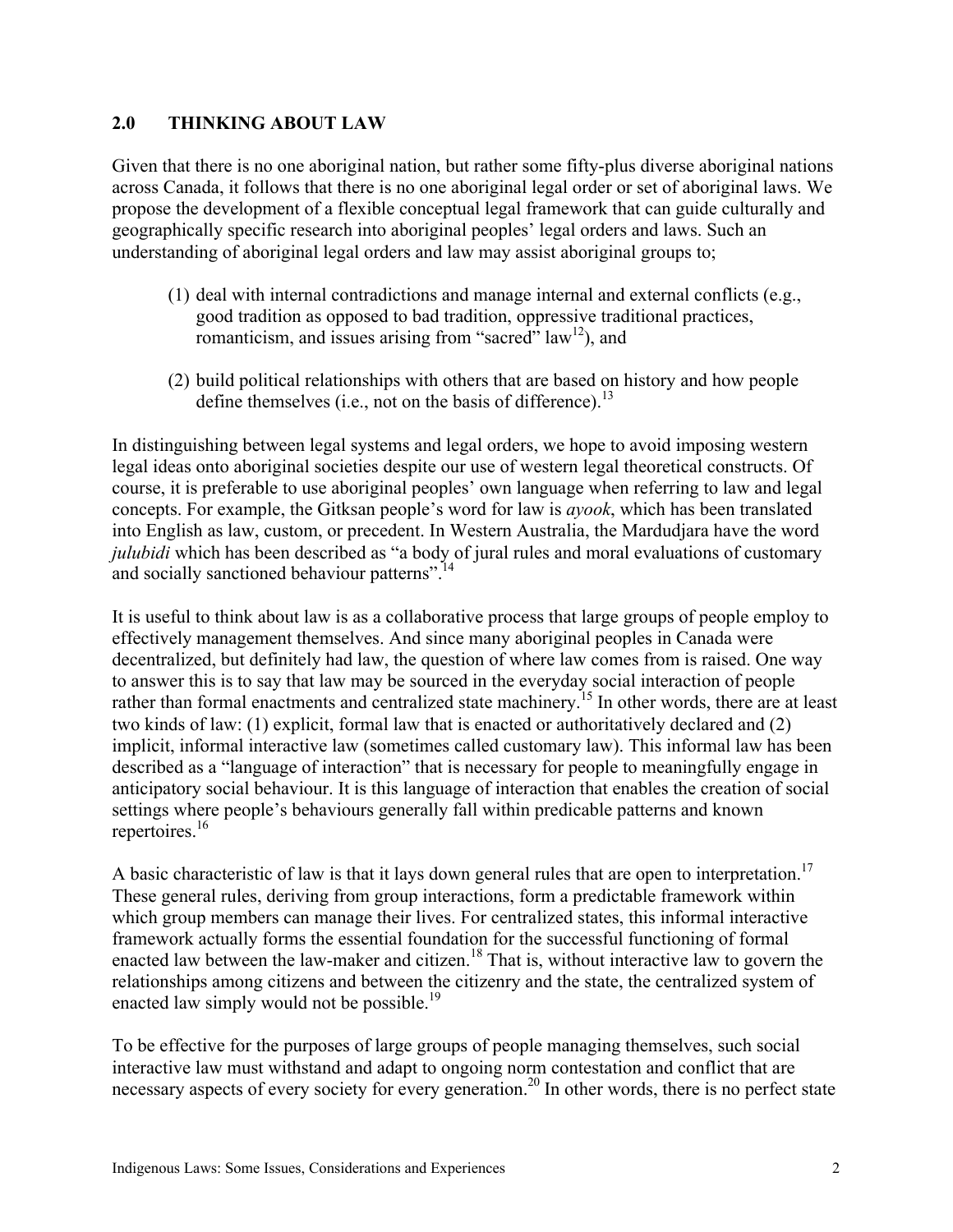## 2.0 THINKING ABOUT LAW

Given that there is no one aboriginal nation, but rather some fifty-plus diverse aboriginal nations across Canada, it follows that there is no one aboriginal legal order or set of aboriginal laws. We propose the development of a flexible conceptual legal framework that can guide culturally and geographically specific research into aboriginal peoples' legal orders and laws. Such an understanding of aboriginal legal orders and law may assist aboriginal groups to;

(1) deal with internal contradictions and manage internal and external conflicts (e.g., good tradition as opposed to bad tradition, oppressive traditional practices, romanticism, and issues arising from "sacred" law[12]), and

(2) build political relationships with others that are based on history and how people define themselves (i.e., not on the basis of difference).[13]

In distinguishing between legal systems and legal orders, we hope to avoid imposing western legal ideas onto aboriginal societies despite our use of western legal theoretical constructs. Of course, it is preferable to use aboriginal peoples' own language when referring to law and legal concepts. For example, the Gitksan people's word for law is *ayook*, which has been translated into English as law, custom, or precedent. In Western Australia, the Mardudjara have the word *julubidi* which has been described as "a body of jural rules and moral evaluations of customary and socially sanctioned behaviour patterns".[14]

It is useful to think about law is as a collaborative process that large groups of people employ to effectively management themselves. And since many aboriginal peoples in Canada were decentralized, but definitely had law, the question of where law comes from is raised. One way to answer this is to say that law may be sourced in the everyday social interaction of people rather than formal enactments and centralized state machinery.[15] In other words, there are at least two kinds of law: (1) explicit, formal law that is enacted or authoritatively declared and (2) implicit, informal interactive law (sometimes called customary law). This informal law has been described as a "language of interaction" that is necessary for people to meaningfully engage in anticipatory social behaviour. It is this language of interaction that enables the creation of social settings where people's behaviours generally fall within predicable patterns and known repertoires.[16]

A basic characteristic of law is that it lays down general rules that are open to interpretation.[17] These general rules, deriving from group interactions, form a predictable framework within which group members can manage their lives. For centralized states, this informal interactive framework actually forms the essential foundation for the successful functioning of formal enacted law between the law-maker and citizen.[18] That is, without interactive law to govern the relationships among citizens and between the citizenry and the state, the centralized system of enacted law simply would not be possible.[19]

To be effective for the purposes of large groups of people managing themselves, such social interactive law must withstand and adapt to ongoing norm contestation and conflict that are necessary aspects of every society for every generation.[20] In other words, there is no perfect state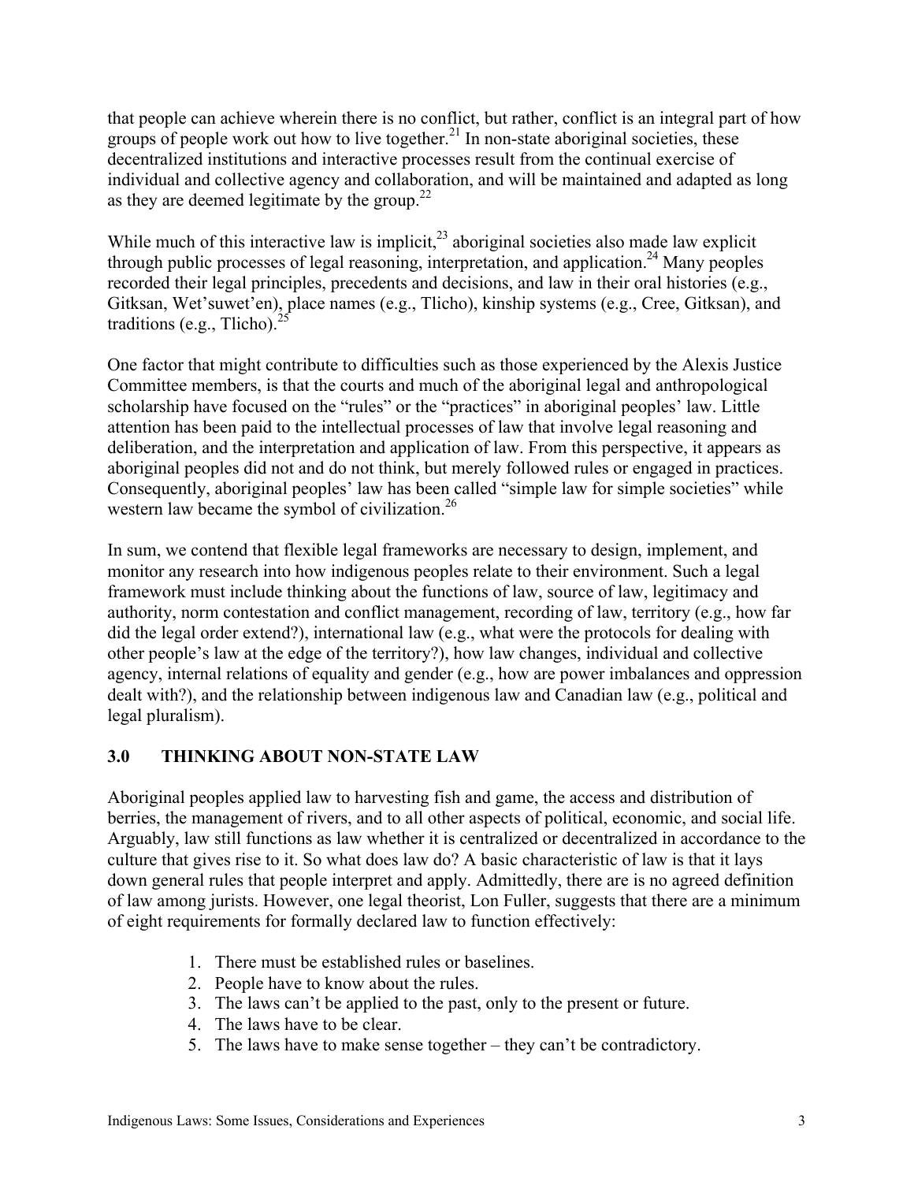that people can achieve wherein there is no conflict, but rather, conflict is an integral part of how groups of people work out how to live together.[21] In non-state aboriginal societies, these decentralized institutions and interactive processes result from the continual exercise of individual and collective agency and collaboration, and will be maintained and adapted as long as they are deemed legitimate by the group.[22]

While much of this interactive law is implicit,[23] aboriginal societies also made law explicit through public processes of legal reasoning, interpretation, and application.[24] Many peoples recorded their legal principles, precedents and decisions, and law in their oral histories (e.g., Gitksan, Wet'suwet'en), place names (e.g., Tlicho), kinship systems (e.g., Cree, Gitksan), and traditions (e.g., Tlicho).[25]

One factor that might contribute to difficulties such as those experienced by the Alexis Justice Committee members, is that the courts and much of the aboriginal legal and anthropological scholarship have focused on the "rules" or the "practices" in aboriginal peoples' law. Little attention has been paid to the intellectual processes of law that involve legal reasoning and deliberation, and the interpretation and application of law. From this perspective, it appears as aboriginal peoples did not and do not think, but merely followed rules or engaged in practices. Consequently, aboriginal peoples' law has been called "simple law for simple societies" while western law became the symbol of civilization.[26]

In sum, we contend that flexible legal frameworks are necessary to design, implement, and monitor any research into how indigenous peoples relate to their environment. Such a legal framework must include thinking about the functions of law, source of law, legitimacy and authority, norm contestation and conflict management, recording of law, territory (e.g., how far did the legal order extend?), international law (e.g., what were the protocols for dealing with other people's law at the edge of the territory?), how law changes, individual and collective agency, internal relations of equality and gender (e.g., how are power imbalances and oppression dealt with?), and the relationship between indigenous law and Canadian law (e.g., political and legal pluralism).

## 3.0 THINKING ABOUT NON-STATE LAW

Aboriginal peoples applied law to harvesting fish and game, the access and distribution of berries, the management of rivers, and to all other aspects of political, economic, and social life. Arguably, law still functions as law whether it is centralized or decentralized in accordance to the culture that gives rise to it. So what does law do? A basic characteristic of law is that it lays down general rules that people interpret and apply. Admittedly, there are is no agreed definition of law among jurists. However, one legal theorist, Lon Fuller, suggests that there are a minimum of eight requirements for formally declared law to function effectively:

1. There must be established rules or baselines.
2. People have to know about the rules.
3. The laws can't be applied to the past, only to the present or future.
4. The laws have to be clear.
5. The laws have to make sense together – they can't be contradictory.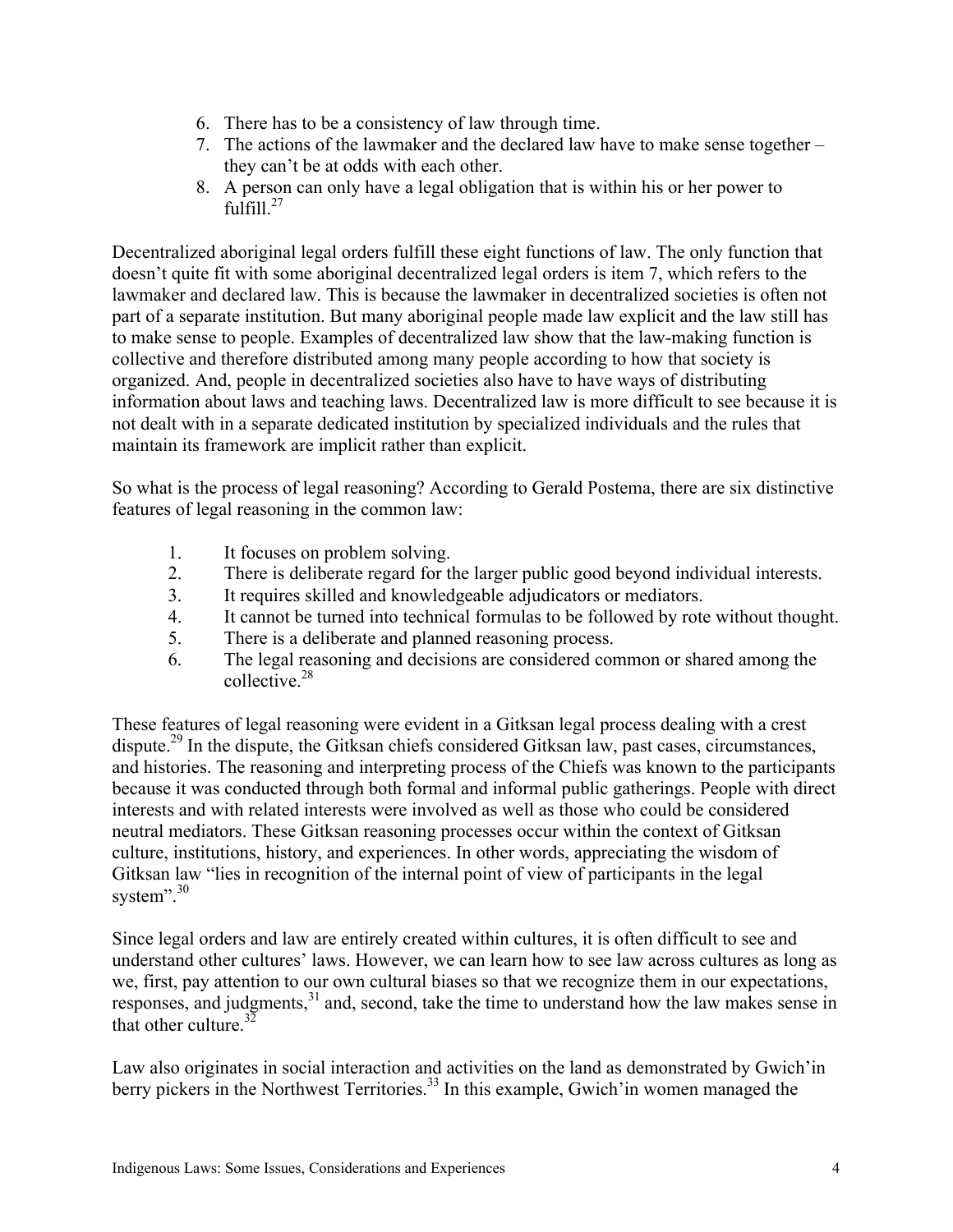6. There has to be a consistency of law through time.
7. The actions of the lawmaker and the declared law have to make sense together – they can't be at odds with each other.
8. A person can only have a legal obligation that is within his or her power to fulfill.[27]

Decentralized aboriginal legal orders fulfill these eight functions of law. The only function that doesn't quite fit with some aboriginal decentralized legal orders is item 7, which refers to the lawmaker and declared law. This is because the lawmaker in decentralized societies is often not part of a separate institution. But many aboriginal people made law explicit and the law still has to make sense to people. Examples of decentralized law show that the law-making function is collective and therefore distributed among many people according to how that society is organized. And, people in decentralized societies also have to have ways of distributing information about laws and teaching laws. Decentralized law is more difficult to see because it is not dealt with in a separate dedicated institution by specialized individuals and the rules that maintain its framework are implicit rather than explicit.

So what is the process of legal reasoning? According to Gerald Postema, there are six distinctive features of legal reasoning in the common law:

1. It focuses on problem solving.
2. There is deliberate regard for the larger public good beyond individual interests.
3. It requires skilled and knowledgeable adjudicators or mediators.
4. It cannot be turned into technical formulas to be followed by rote without thought.
5. There is a deliberate and planned reasoning process.
6. The legal reasoning and decisions are considered common or shared among the collective.[28]

These features of legal reasoning were evident in a Gitksan legal process dealing with a crest dispute.[29] In the dispute, the Gitksan chiefs considered Gitksan law, past cases, circumstances, and histories. The reasoning and interpreting process of the Chiefs was known to the participants because it was conducted through both formal and informal public gatherings. People with direct interests and with related interests were involved as well as those who could be considered neutral mediators. These Gitksan reasoning processes occur within the context of Gitksan culture, institutions, history, and experiences. In other words, appreciating the wisdom of Gitksan law "lies in recognition of the internal point of view of participants in the legal system".[30]

Since legal orders and law are entirely created within cultures, it is often difficult to see and understand other cultures' laws. However, we can learn how to see law across cultures as long as we, first, pay attention to our own cultural biases so that we recognize them in our expectations, responses, and judgments,[31] and, second, take the time to understand how the law makes sense in that other culture.[32]

Law also originates in social interaction and activities on the land as demonstrated by Gwich'in berry pickers in the Northwest Territories.[33] In this example, Gwich'in women managed the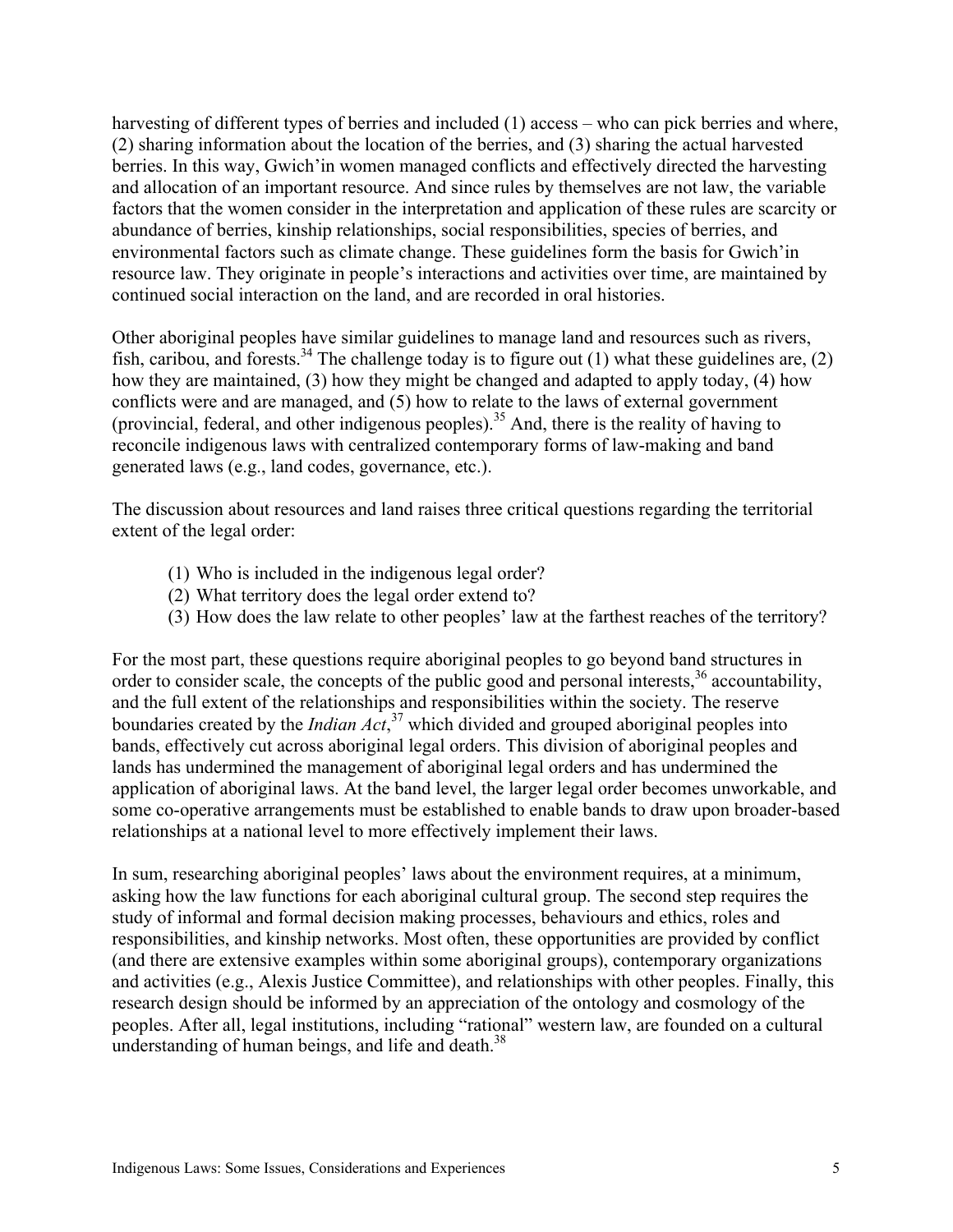harvesting of different types of berries and included (1) access – who can pick berries and where, (2) sharing information about the location of the berries, and (3) sharing the actual harvested berries. In this way, Gwich'in women managed conflicts and effectively directed the harvesting and allocation of an important resource. And since rules by themselves are not law, the variable factors that the women consider in the interpretation and application of these rules are scarcity or abundance of berries, kinship relationships, social responsibilities, species of berries, and environmental factors such as climate change. These guidelines form the basis for Gwich'in resource law. They originate in people's interactions and activities over time, are maintained by continued social interaction on the land, and are recorded in oral histories.

Other aboriginal peoples have similar guidelines to manage land and resources such as rivers, fish, caribou, and forests.[34] The challenge today is to figure out (1) what these guidelines are, (2) how they are maintained, (3) how they might be changed and adapted to apply today, (4) how conflicts were and are managed, and (5) how to relate to the laws of external government (provincial, federal, and other indigenous peoples).[35] And, there is the reality of having to reconcile indigenous laws with centralized contemporary forms of law-making and band generated laws (e.g., land codes, governance, etc.).

The discussion about resources and land raises three critical questions regarding the territorial extent of the legal order:

(1) Who is included in the indigenous legal order?
(2) What territory does the legal order extend to?
(3) How does the law relate to other peoples' law at the farthest reaches of the territory?

For the most part, these questions require aboriginal peoples to go beyond band structures in order to consider scale, the concepts of the public good and personal interests,[36] accountability, and the full extent of the relationships and responsibilities within the society. The reserve boundaries created by the *Indian Act*,[37] which divided and grouped aboriginal peoples into bands, effectively cut across aboriginal legal orders. This division of aboriginal peoples and lands has undermined the management of aboriginal legal orders and has undermined the application of aboriginal laws. At the band level, the larger legal order becomes unworkable, and some co-operative arrangements must be established to enable bands to draw upon broader-based relationships at a national level to more effectively implement their laws.

In sum, researching aboriginal peoples' laws about the environment requires, at a minimum, asking how the law functions for each aboriginal cultural group. The second step requires the study of informal and formal decision making processes, behaviours and ethics, roles and responsibilities, and kinship networks. Most often, these opportunities are provided by conflict (and there are extensive examples within some aboriginal groups), contemporary organizations and activities (e.g., Alexis Justice Committee), and relationships with other peoples. Finally, this research design should be informed by an appreciation of the ontology and cosmology of the peoples. After all, legal institutions, including "rational" western law, are founded on a cultural understanding of human beings, and life and death.[38]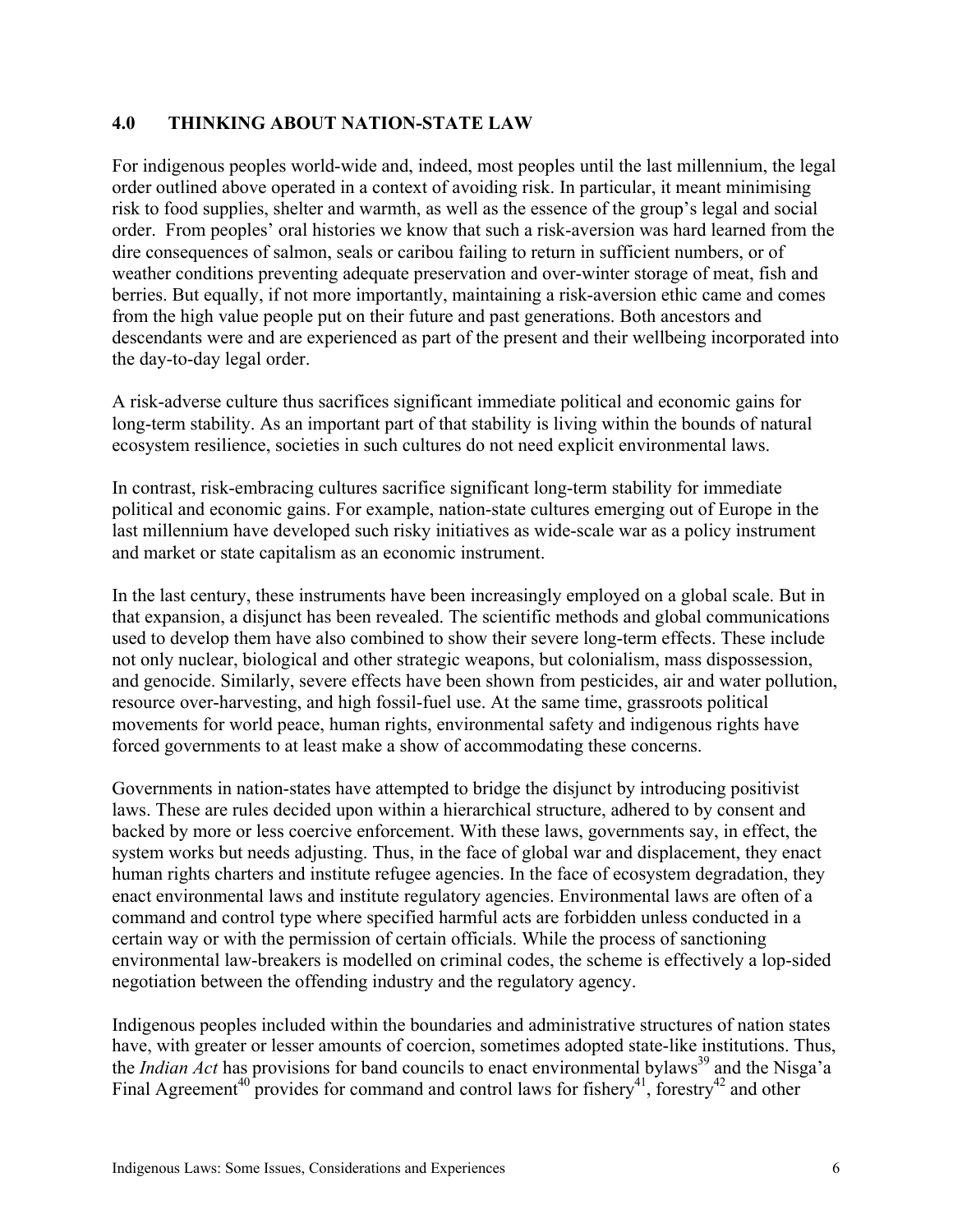## 4.0 THINKING ABOUT NATION-STATE LAW

For indigenous peoples world-wide and, indeed, most peoples until the last millennium, the legal order outlined above operated in a context of avoiding risk. In particular, it meant minimising risk to food supplies, shelter and warmth, as well as the essence of the group's legal and social order. From peoples' oral histories we know that such a risk-aversion was hard learned from the dire consequences of salmon, seals or caribou failing to return in sufficient numbers, or of weather conditions preventing adequate preservation and over-winter storage of meat, fish and berries. But equally, if not more importantly, maintaining a risk-aversion ethic came and comes from the high value people put on their future and past generations. Both ancestors and descendants were and are experienced as part of the present and their wellbeing incorporated into the day-to-day legal order.

A risk-adverse culture thus sacrifices significant immediate political and economic gains for long-term stability. As an important part of that stability is living within the bounds of natural ecosystem resilience, societies in such cultures do not need explicit environmental laws.

In contrast, risk-embracing cultures sacrifice significant long-term stability for immediate political and economic gains. For example, nation-state cultures emerging out of Europe in the last millennium have developed such risky initiatives as wide-scale war as a policy instrument and market or state capitalism as an economic instrument.

In the last century, these instruments have been increasingly employed on a global scale. But in that expansion, a disjunct has been revealed. The scientific methods and global communications used to develop them have also combined to show their severe long-term effects. These include not only nuclear, biological and other strategic weapons, but colonialism, mass dispossession, and genocide. Similarly, severe effects have been shown from pesticides, air and water pollution, resource over-harvesting, and high fossil-fuel use. At the same time, grassroots political movements for world peace, human rights, environmental safety and indigenous rights have forced governments to at least make a show of accommodating these concerns.

Governments in nation-states have attempted to bridge the disjunct by introducing positivist laws. These are rules decided upon within a hierarchical structure, adhered to by consent and backed by more or less coercive enforcement. With these laws, governments say, in effect, the system works but needs adjusting. Thus, in the face of global war and displacement, they enact human rights charters and institute refugee agencies. In the face of ecosystem degradation, they enact environmental laws and institute regulatory agencies. Environmental laws are often of a command and control type where specified harmful acts are forbidden unless conducted in a certain way or with the permission of certain officials. While the process of sanctioning environmental law-breakers is modelled on criminal codes, the scheme is effectively a lop-sided negotiation between the offending industry and the regulatory agency.

Indigenous peoples included within the boundaries and administrative structures of nation states have, with greater or lesser amounts of coercion, sometimes adopted state-like institutions. Thus, the *Indian Act* has provisions for band councils to enact environmental bylaws[39] and the Nisga'a Final Agreement[40] provides for command and control laws for fishery[41], forestry[42] and other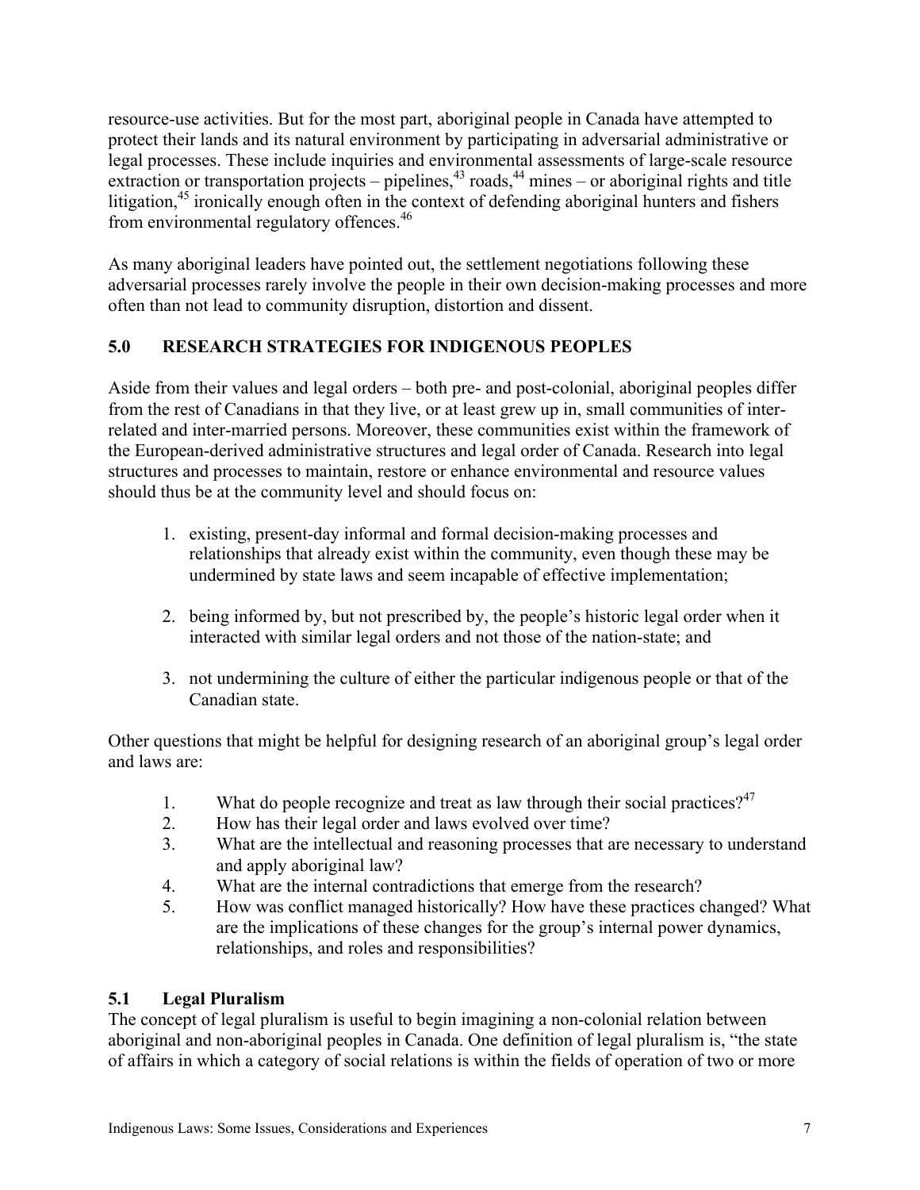resource-use activities. But for the most part, aboriginal people in Canada have attempted to protect their lands and its natural environment by participating in adversarial administrative or legal processes. These include inquiries and environmental assessments of large-scale resource extraction or transportation projects – pipelines,[43] roads,[44] mines – or aboriginal rights and title litigation,[45] ironically enough often in the context of defending aboriginal hunters and fishers from environmental regulatory offences.[46]

As many aboriginal leaders have pointed out, the settlement negotiations following these adversarial processes rarely involve the people in their own decision-making processes and more often than not lead to community disruption, distortion and dissent.

## 5.0 RESEARCH STRATEGIES FOR INDIGENOUS PEOPLES

Aside from their values and legal orders – both pre- and post-colonial, aboriginal peoples differ from the rest of Canadians in that they live, or at least grew up in, small communities of inter-related and inter-married persons. Moreover, these communities exist within the framework of the European-derived administrative structures and legal order of Canada. Research into legal structures and processes to maintain, restore or enhance environmental and resource values should thus be at the community level and should focus on:

1. existing, present-day informal and formal decision-making processes and relationships that already exist within the community, even though these may be undermined by state laws and seem incapable of effective implementation;

2. being informed by, but not prescribed by, the people's historic legal order when it interacted with similar legal orders and not those of the nation-state; and

3. not undermining the culture of either the particular indigenous people or that of the Canadian state.

Other questions that might be helpful for designing research of an aboriginal group's legal order and laws are:

1. What do people recognize and treat as law through their social practices?[47]
2. How has their legal order and laws evolved over time?
3. What are the intellectual and reasoning processes that are necessary to understand and apply aboriginal law?
4. What are the internal contradictions that emerge from the research?
5. How was conflict managed historically? How have these practices changed? What are the implications of these changes for the group's internal power dynamics, relationships, and roles and responsibilities?

### 5.1 Legal Pluralism

The concept of legal pluralism is useful to begin imagining a non-colonial relation between aboriginal and non-aboriginal peoples in Canada. One definition of legal pluralism is, "the state of affairs in which a category of social relations is within the fields of operation of two or more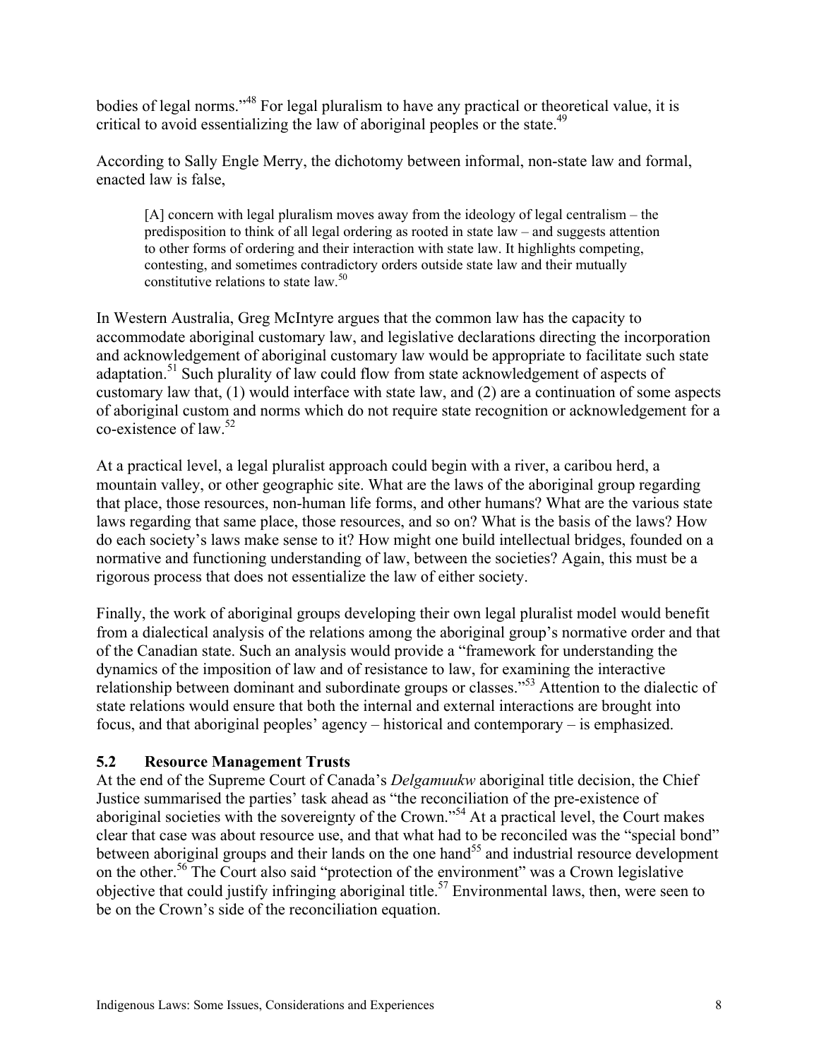bodies of legal norms."[48] For legal pluralism to have any practical or theoretical value, it is critical to avoid essentializing the law of aboriginal peoples or the state.[49]

According to Sally Engle Merry, the dichotomy between informal, non-state law and formal, enacted law is false,

> [A] concern with legal pluralism moves away from the ideology of legal centralism – the predisposition to think of all legal ordering as rooted in state law – and suggests attention to other forms of ordering and their interaction with state law. It highlights competing, contesting, and sometimes contradictory orders outside state law and their mutually constitutive relations to state law.[50]

In Western Australia, Greg McIntyre argues that the common law has the capacity to accommodate aboriginal customary law, and legislative declarations directing the incorporation and acknowledgement of aboriginal customary law would be appropriate to facilitate such state adaptation.[51] Such plurality of law could flow from state acknowledgement of aspects of customary law that, (1) would interface with state law, and (2) are a continuation of some aspects of aboriginal custom and norms which do not require state recognition or acknowledgement for a co-existence of law.[52]

At a practical level, a legal pluralist approach could begin with a river, a caribou herd, a mountain valley, or other geographic site. What are the laws of the aboriginal group regarding that place, those resources, non-human life forms, and other humans? What are the various state laws regarding that same place, those resources, and so on? What is the basis of the laws? How do each society's laws make sense to it? How might one build intellectual bridges, founded on a normative and functioning understanding of law, between the societies? Again, this must be a rigorous process that does not essentialize the law of either society.

Finally, the work of aboriginal groups developing their own legal pluralist model would benefit from a dialectical analysis of the relations among the aboriginal group's normative order and that of the Canadian state. Such an analysis would provide a "framework for understanding the dynamics of the imposition of law and of resistance to law, for examining the interactive relationship between dominant and subordinate groups or classes."[53] Attention to the dialectic of state relations would ensure that both the internal and external interactions are brought into focus, and that aboriginal peoples' agency – historical and contemporary – is emphasized.

### 5.2 Resource Management Trusts

At the end of the Supreme Court of Canada's *Delgamuukw* aboriginal title decision, the Chief Justice summarised the parties' task ahead as "the reconciliation of the pre-existence of aboriginal societies with the sovereignty of the Crown."[54] At a practical level, the Court makes clear that case was about resource use, and that what had to be reconciled was the "special bond" between aboriginal groups and their lands on the one hand[55] and industrial resource development on the other.[56] The Court also said "protection of the environment" was a Crown legislative objective that could justify infringing aboriginal title.[57] Environmental laws, then, were seen to be on the Crown's side of the reconciliation equation.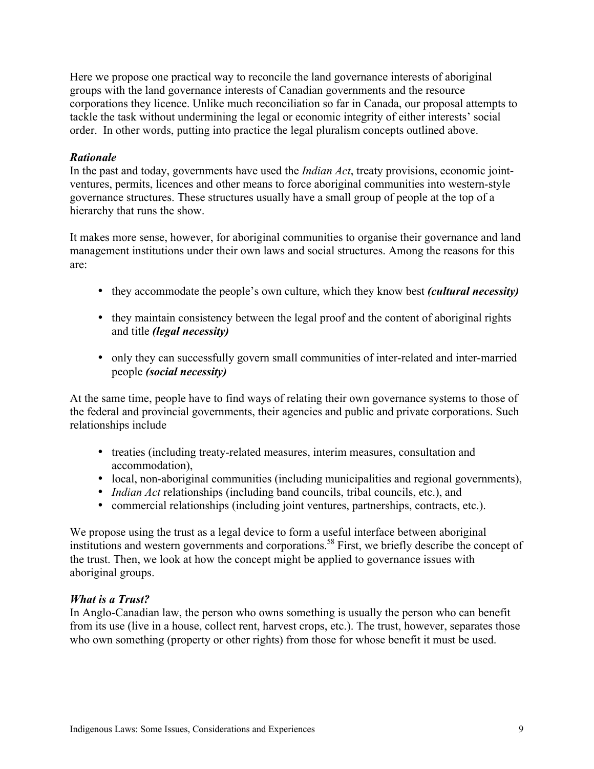Here we propose one practical way to reconcile the land governance interests of aboriginal groups with the land governance interests of Canadian governments and the resource corporations they licence. Unlike much reconciliation so far in Canada, our proposal attempts to tackle the task without undermining the legal or economic integrity of either interests' social order. In other words, putting into practice the legal pluralism concepts outlined above.

### ***Rationale***

In the past and today, governments have used the *Indian Act*, treaty provisions, economic joint-ventures, permits, licences and other means to force aboriginal communities into western-style governance structures. These structures usually have a small group of people at the top of a hierarchy that runs the show.

It makes more sense, however, for aboriginal communities to organise their governance and land management institutions under their own laws and social structures. Among the reasons for this are:

- they accommodate the people's own culture, which they know best ***(cultural necessity)***
- they maintain consistency between the legal proof and the content of aboriginal rights and title ***(legal necessity)***
- only they can successfully govern small communities of inter-related and inter-married people ***(social necessity)***

At the same time, people have to find ways of relating their own governance systems to those of the federal and provincial governments, their agencies and public and private corporations. Such relationships include

- treaties (including treaty-related measures, interim measures, consultation and accommodation),
- local, non-aboriginal communities (including municipalities and regional governments),
- *Indian Act* relationships (including band councils, tribal councils, etc.), and
- commercial relationships (including joint ventures, partnerships, contracts, etc.).

We propose using the trust as a legal device to form a useful interface between aboriginal institutions and western governments and corporations.[58] First, we briefly describe the concept of the trust. Then, we look at how the concept might be applied to governance issues with aboriginal groups.

### ***What is a Trust?***

In Anglo-Canadian law, the person who owns something is usually the person who can benefit from its use (live in a house, collect rent, harvest crops, etc.). The trust, however, separates those who own something (property or other rights) from those for whose benefit it must be used.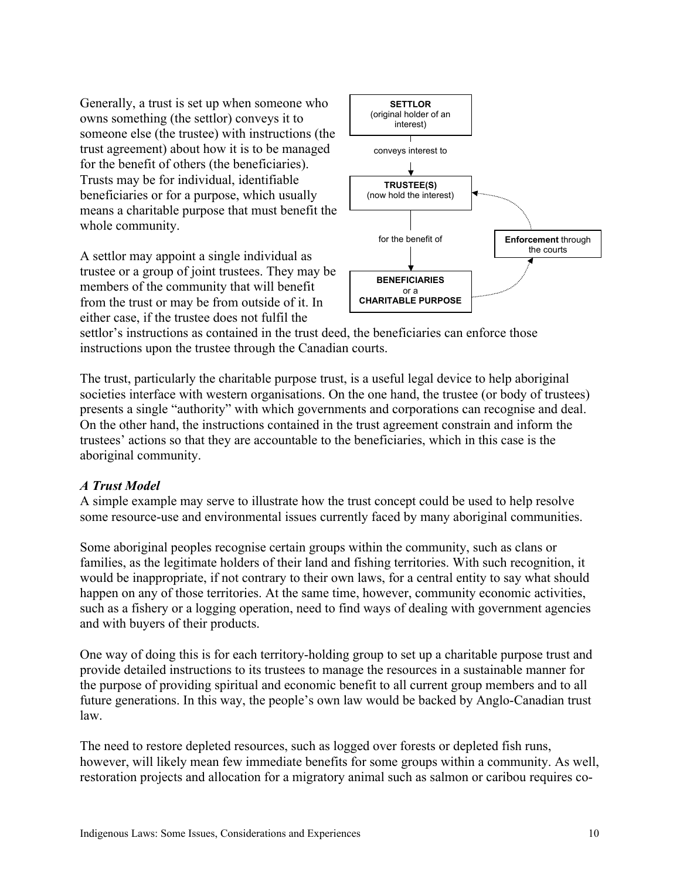Generally, a trust is set up when someone who owns something (the settlor) conveys it to someone else (the trustee) with instructions (the trust agreement) about how it is to be managed for the benefit of others (the beneficiaries). Trusts may be for individual, identifiable beneficiaries or for a purpose, which usually means a charitable purpose that must benefit the whole community.

**SETTLOR**
(original holder of an interest)

conveys interest to

**TRUSTEE(S)**
(now hold the interest)

for the benefit of

**BENEFICIARIES**
or a
**CHARITABLE PURPOSE**

**Enforcement** through the courts

A settlor may appoint a single individual as trustee or a group of joint trustees. They may be members of the community that will benefit from the trust or may be from outside of it. In either case, if the trustee does not fulfil the settlor's instructions as contained in the trust deed, the beneficiaries can enforce those instructions upon the trustee through the Canadian courts.

The trust, particularly the charitable purpose trust, is a useful legal device to help aboriginal societies interface with western organisations. On the one hand, the trustee (or body of trustees) presents a single "authority" with which governments and corporations can recognise and deal. On the other hand, the instructions contained in the trust agreement constrain and inform the trustees' actions so that they are accountable to the beneficiaries, which in this case is the aboriginal community.

### *A Trust Model*

A simple example may serve to illustrate how the trust concept could be used to help resolve some resource-use and environmental issues currently faced by many aboriginal communities.

Some aboriginal peoples recognise certain groups within the community, such as clans or families, as the legitimate holders of their land and fishing territories. With such recognition, it would be inappropriate, if not contrary to their own laws, for a central entity to say what should happen on any of those territories. At the same time, however, community economic activities, such as a fishery or a logging operation, need to find ways of dealing with government agencies and with buyers of their products.

One way of doing this is for each territory-holding group to set up a charitable purpose trust and provide detailed instructions to its trustees to manage the resources in a sustainable manner for the purpose of providing spiritual and economic benefit to all current group members and to all future generations. In this way, the people's own law would be backed by Anglo-Canadian trust law.

The need to restore depleted resources, such as logged over forests or depleted fish runs, however, will likely mean few immediate benefits for some groups within a community. As well, restoration projects and allocation for a migratory animal such as salmon or caribou requires co-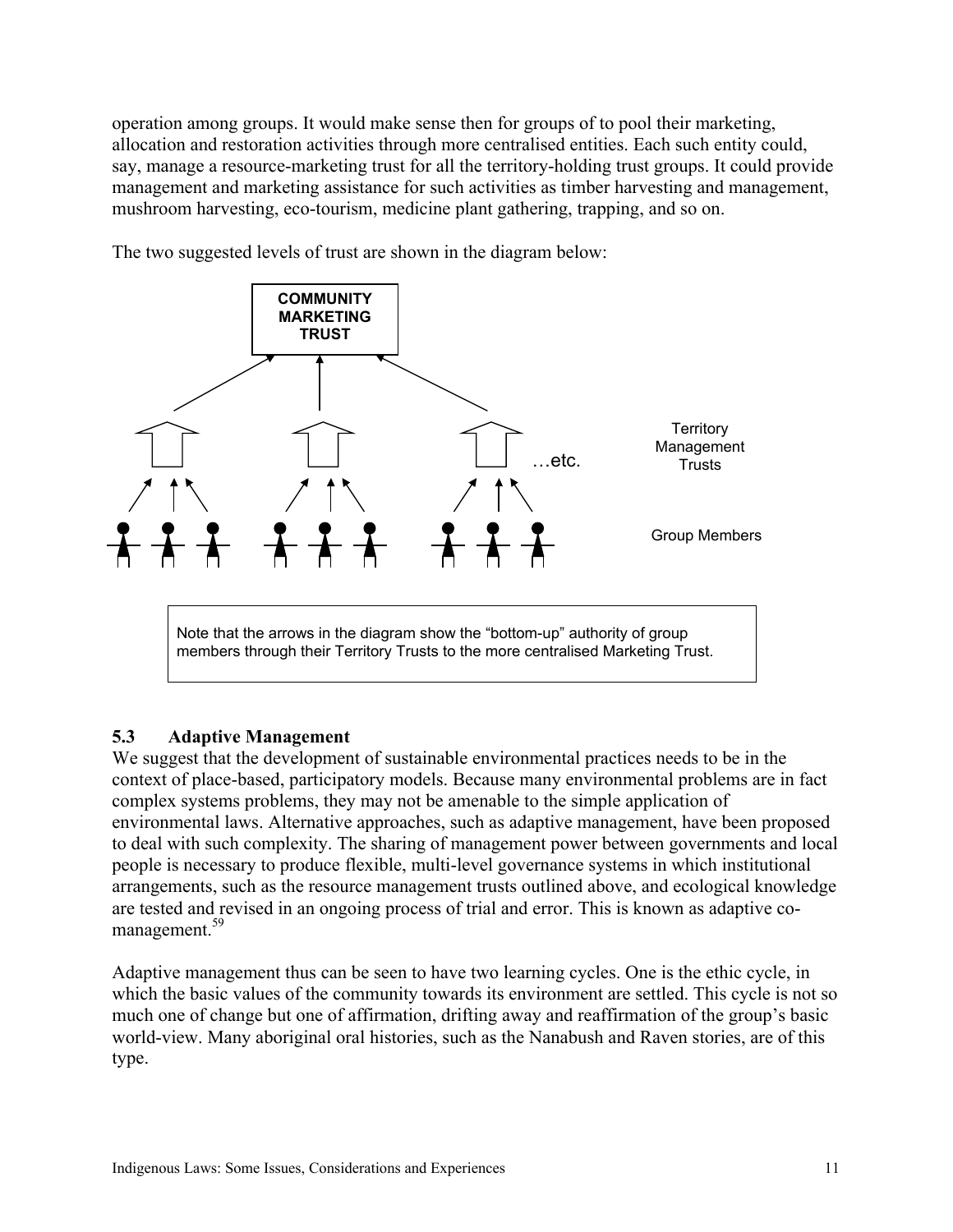operation among groups. It would make sense then for groups of to pool their marketing, allocation and restoration activities through more centralised entities. Each such entity could, say, manage a resource-marketing trust for all the territory-holding trust groups. It could provide management and marketing assistance for such activities as timber harvesting and management, mushroom harvesting, eco-tourism, medicine plant gathering, trapping, and so on.

The two suggested levels of trust are shown in the diagram below:

COMMUNITY MARKETING TRUST

…etc.

Territory Management Trusts

Group Members

Note that the arrows in the diagram show the "bottom-up" authority of group members through their Territory Trusts to the more centralised Marketing Trust.

### 5.3 Adaptive Management

We suggest that the development of sustainable environmental practices needs to be in the context of place-based, participatory models. Because many environmental problems are in fact complex systems problems, they may not be amenable to the simple application of environmental laws. Alternative approaches, such as adaptive management, have been proposed to deal with such complexity. The sharing of management power between governments and local people is necessary to produce flexible, multi-level governance systems in which institutional arrangements, such as the resource management trusts outlined above, and ecological knowledge are tested and revised in an ongoing process of trial and error. This is known as adaptive co-management.[59]

Adaptive management thus can be seen to have two learning cycles. One is the ethic cycle, in which the basic values of the community towards its environment are settled. This cycle is not so much one of change but one of affirmation, drifting away and reaffirmation of the group's basic world-view. Many aboriginal oral histories, such as the Nanabush and Raven stories, are of this type.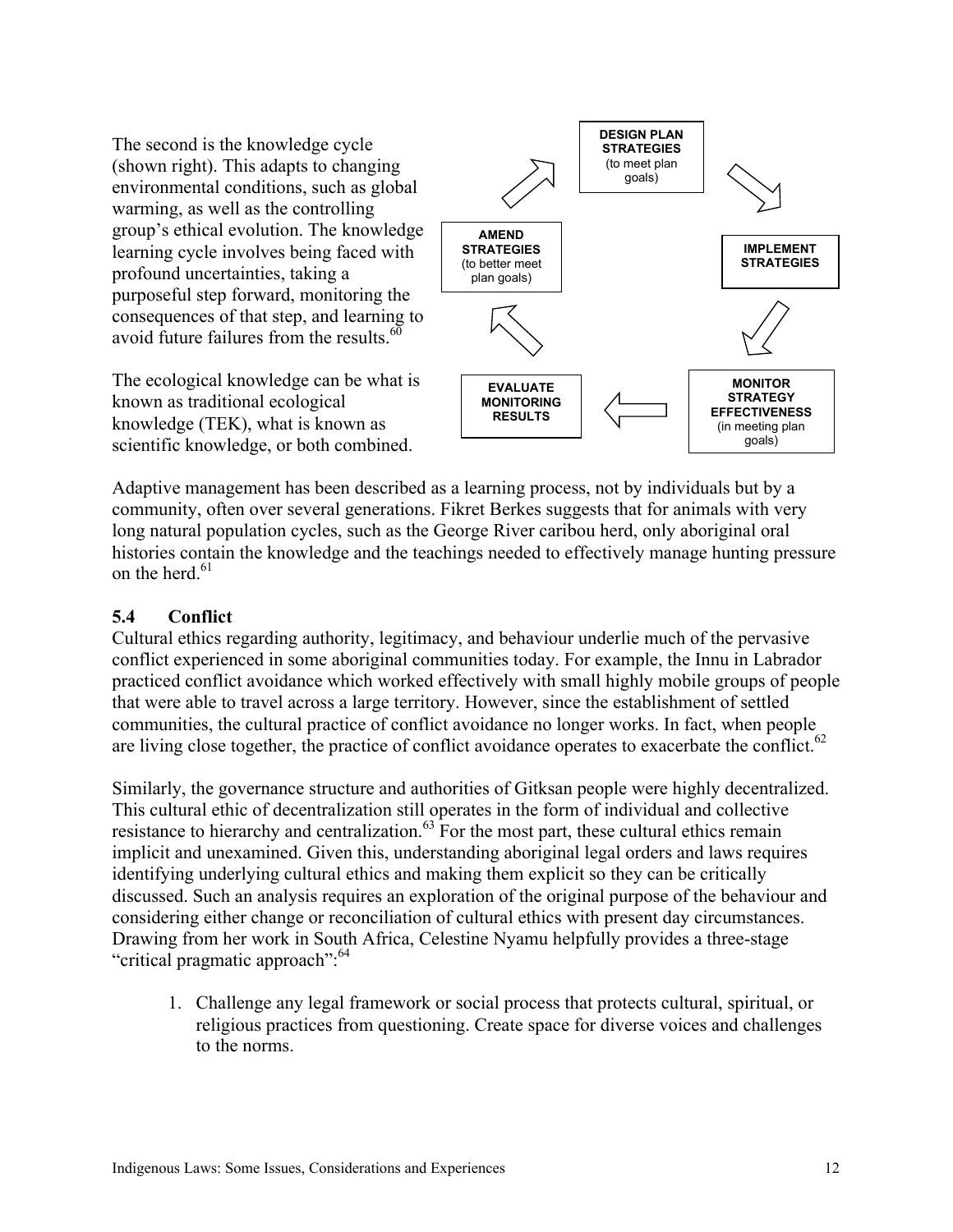The second is the knowledge cycle (shown right). This adapts to changing environmental conditions, such as global warming, as well as the controlling group's ethical evolution. The knowledge learning cycle involves being faced with profound uncertainties, taking a purposeful step forward, monitoring the consequences of that step, and learning to avoid future failures from the results.[60]

**DESIGN PLAN STRATEGIES** (to meet plan goals) → **IMPLEMENT STRATEGIES** → **MONITOR STRATEGY EFFECTIVENESS** (in meeting plan goals) → **EVALUATE MONITORING RESULTS** → **AMEND STRATEGIES** (to better meet plan goals) → **DESIGN PLAN STRATEGIES**

The ecological knowledge can be what is known as traditional ecological knowledge (TEK), what is known as scientific knowledge, or both combined.

Adaptive management has been described as a learning process, not by individuals but by a community, often over several generations. Fikret Berkes suggests that for animals with very long natural population cycles, such as the George River caribou herd, only aboriginal oral histories contain the knowledge and the teachings needed to effectively manage hunting pressure on the herd.[61]

### 5.4 Conflict

Cultural ethics regarding authority, legitimacy, and behaviour underlie much of the pervasive conflict experienced in some aboriginal communities today. For example, the Innu in Labrador practiced conflict avoidance which worked effectively with small highly mobile groups of people that were able to travel across a large territory. However, since the establishment of settled communities, the cultural practice of conflict avoidance no longer works. In fact, when people are living close together, the practice of conflict avoidance operates to exacerbate the conflict.[62]

Similarly, the governance structure and authorities of Gitksan people were highly decentralized. This cultural ethic of decentralization still operates in the form of individual and collective resistance to hierarchy and centralization.[63] For the most part, these cultural ethics remain implicit and unexamined. Given this, understanding aboriginal legal orders and laws requires identifying underlying cultural ethics and making them explicit so they can be critically discussed. Such an analysis requires an exploration of the original purpose of the behaviour and considering either change or reconciliation of cultural ethics with present day circumstances. Drawing from her work in South Africa, Celestine Nyamu helpfully provides a three-stage "critical pragmatic approach":[64]

1. Challenge any legal framework or social process that protects cultural, spiritual, or religious practices from questioning. Create space for diverse voices and challenges to the norms.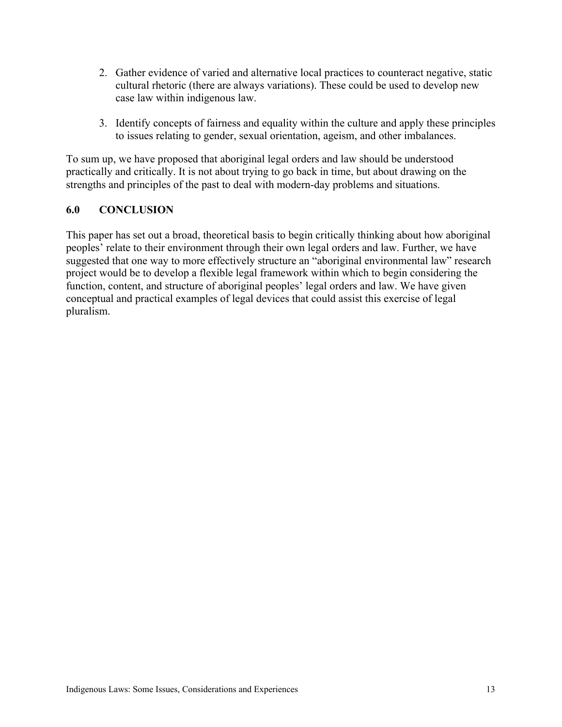2. Gather evidence of varied and alternative local practices to counteract negative, static cultural rhetoric (there are always variations). These could be used to develop new case law within indigenous law.

3. Identify concepts of fairness and equality within the culture and apply these principles to issues relating to gender, sexual orientation, ageism, and other imbalances.

To sum up, we have proposed that aboriginal legal orders and law should be understood practically and critically. It is not about trying to go back in time, but about drawing on the strengths and principles of the past to deal with modern-day problems and situations.

## 6.0 CONCLUSION

This paper has set out a broad, theoretical basis to begin critically thinking about how aboriginal peoples' relate to their environment through their own legal orders and law. Further, we have suggested that one way to more effectively structure an "aboriginal environmental law" research project would be to develop a flexible legal framework within which to begin considering the function, content, and structure of aboriginal peoples' legal orders and law. We have given conceptual and practical examples of legal devices that could assist this exercise of legal pluralism.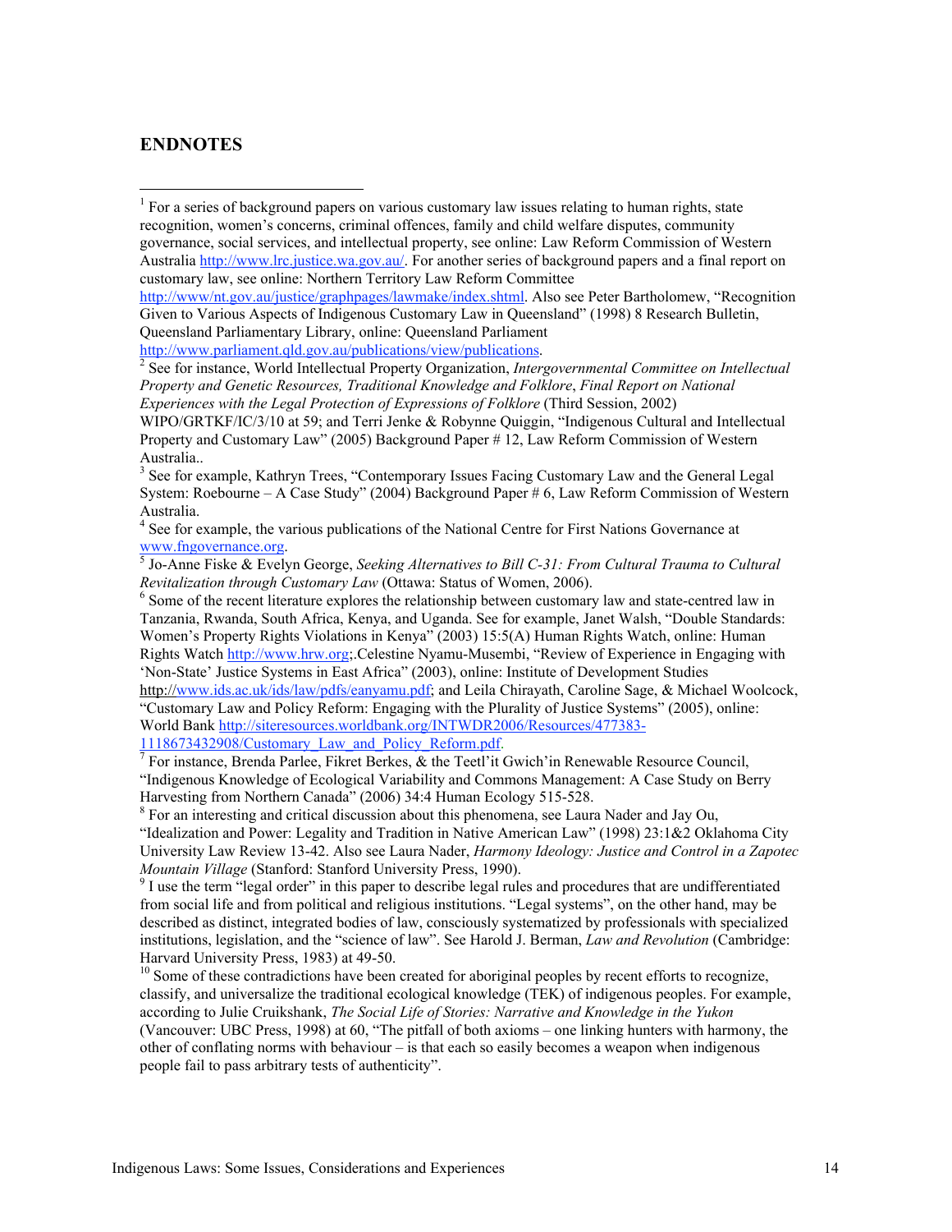## ENDNOTES

[1] For a series of background papers on various customary law issues relating to human rights, state recognition, women's concerns, criminal offences, family and child welfare disputes, community governance, social services, and intellectual property, see online: Law Reform Commission of Western Australia http://www.lrc.justice.wa.gov.au/. For another series of background papers and a final report on customary law, see online: Northern Territory Law Reform Committee http://www/nt.gov.au/justice/graphpages/lawmake/index.shtml. Also see Peter Bartholomew, "Recognition Given to Various Aspects of Indigenous Customary Law in Queensland" (1998) 8 Research Bulletin, Queensland Parliamentary Library, online: Queensland Parliament http://www.parliament.qld.gov.au/publications/view/publications.

[2] See for instance, World Intellectual Property Organization, *Intergovernmental Committee on Intellectual Property and Genetic Resources, Traditional Knowledge and Folklore*, *Final Report on National Experiences with the Legal Protection of Expressions of Folklore* (Third Session, 2002) WIPO/GRTKF/IC/3/10 at 59; and Terri Jenke & Robynne Quiggin, "Indigenous Cultural and Intellectual Property and Customary Law" (2005) Background Paper # 12, Law Reform Commission of Western Australia..

[3] See for example, Kathryn Trees, "Contemporary Issues Facing Customary Law and the General Legal System: Roebourne – A Case Study" (2004) Background Paper # 6, Law Reform Commission of Western Australia.

[4] See for example, the various publications of the National Centre for First Nations Governance at www.fngovernance.org.

[5] Jo-Anne Fiske & Evelyn George, *Seeking Alternatives to Bill C-31: From Cultural Trauma to Cultural Revitalization through Customary Law* (Ottawa: Status of Women, 2006).

[6] Some of the recent literature explores the relationship between customary law and state-centred law in Tanzania, Rwanda, South Africa, Kenya, and Uganda. See for example, Janet Walsh, "Double Standards: Women's Property Rights Violations in Kenya" (2003) 15:5(A) Human Rights Watch, online: Human Rights Watch http://www.hrw.org;.Celestine Nyamu-Musembi, "Review of Experience in Engaging with 'Non-State' Justice Systems in East Africa" (2003), online: Institute of Development Studies http://www.ids.ac.uk/ids/law/pdfs/eanyamu.pdf; and Leila Chirayath, Caroline Sage, & Michael Woolcock, "Customary Law and Policy Reform: Engaging with the Plurality of Justice Systems" (2005), online: World Bank http://siteresources.worldbank.org/INTWDR2006/Resources/477383-1118673432908/Customary_Law_and_Policy_Reform.pdf.

[7] For instance, Brenda Parlee, Fikret Berkes, & the Teetl'it Gwich'in Renewable Resource Council, "Indigenous Knowledge of Ecological Variability and Commons Management: A Case Study on Berry Harvesting from Northern Canada" (2006) 34:4 Human Ecology 515-528.

[8] For an interesting and critical discussion about this phenomena, see Laura Nader and Jay Ou, "Idealization and Power: Legality and Tradition in Native American Law" (1998) 23:1&2 Oklahoma City University Law Review 13-42. Also see Laura Nader, *Harmony Ideology: Justice and Control in a Zapotec Mountain Village* (Stanford: Stanford University Press, 1990).

[9] I use the term "legal order" in this paper to describe legal rules and procedures that are undifferentiated from social life and from political and religious institutions. "Legal systems", on the other hand, may be described as distinct, integrated bodies of law, consciously systematized by professionals with specialized institutions, legislation, and the "science of law". See Harold J. Berman, *Law and Revolution* (Cambridge: Harvard University Press, 1983) at 49-50.

[10] Some of these contradictions have been created for aboriginal peoples by recent efforts to recognize, classify, and universalize the traditional ecological knowledge (TEK) of indigenous peoples. For example, according to Julie Cruikshank, *The Social Life of Stories: Narrative and Knowledge in the Yukon* (Vancouver: UBC Press, 1998) at 60, "The pitfall of both axioms – one linking hunters with harmony, the other of conflating norms with behaviour – is that each so easily becomes a weapon when indigenous people fail to pass arbitrary tests of authenticity".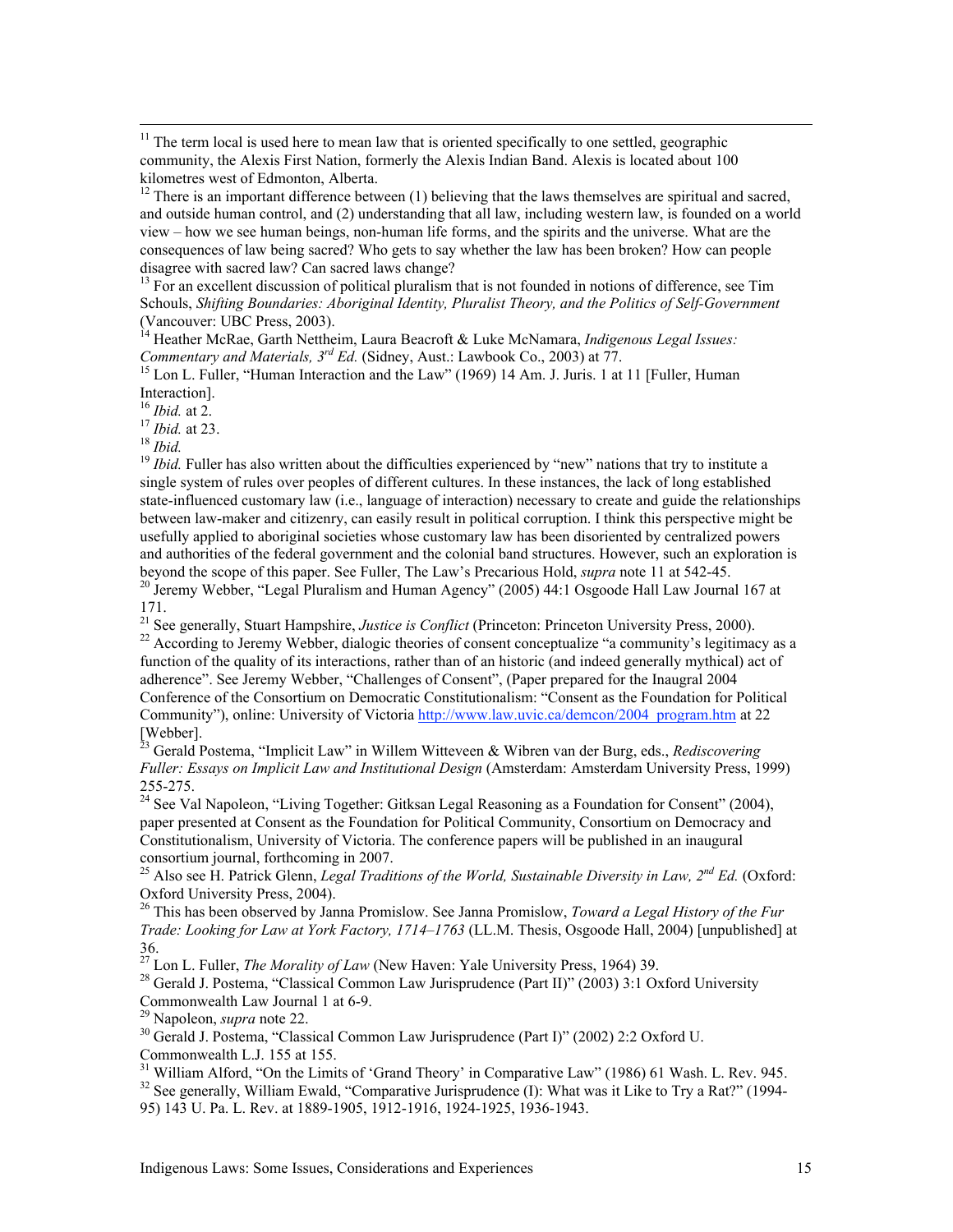[11] The term local is used here to mean law that is oriented specifically to one settled, geographic community, the Alexis First Nation, formerly the Alexis Indian Band. Alexis is located about 100 kilometres west of Edmonton, Alberta.

[12] There is an important difference between (1) believing that the laws themselves are spiritual and sacred, and outside human control, and (2) understanding that all law, including western law, is founded on a world view – how we see human beings, non-human life forms, and the spirits and the universe. What are the consequences of law being sacred? Who gets to say whether the law has been broken? How can people disagree with sacred law? Can sacred laws change?

[13] For an excellent discussion of political pluralism that is not founded in notions of difference, see Tim Schouls, *Shifting Boundaries: Aboriginal Identity, Pluralist Theory, and the Politics of Self-Government* (Vancouver: UBC Press, 2003).

[14] Heather McRae, Garth Nettheim, Laura Beacroft & Luke McNamara, *Indigenous Legal Issues: Commentary and Materials, 3rd Ed.* (Sidney, Aust.: Lawbook Co., 2003) at 77.

[15] Lon L. Fuller, "Human Interaction and the Law" (1969) 14 Am. J. Juris. 1 at 11 [Fuller, Human Interaction].

[16] *Ibid.* at 2.

[17] *Ibid.* at 23.

[18] *Ibid.*

[19] *Ibid.* Fuller has also written about the difficulties experienced by "new" nations that try to institute a single system of rules over peoples of different cultures. In these instances, the lack of long established state-influenced customary law (i.e., language of interaction) necessary to create and guide the relationships between law-maker and citizenry, can easily result in political corruption. I think this perspective might be usefully applied to aboriginal societies whose customary law has been disoriented by centralized powers and authorities of the federal government and the colonial band structures. However, such an exploration is beyond the scope of this paper. See Fuller, The Law's Precarious Hold, *supra* note 11 at 542-45.

[20] Jeremy Webber, "Legal Pluralism and Human Agency" (2005) 44:1 Osgoode Hall Law Journal 167 at 171.

[21] See generally, Stuart Hampshire, *Justice is Conflict* (Princeton: Princeton University Press, 2000).

[22] According to Jeremy Webber, dialogic theories of consent conceptualize "a community's legitimacy as a function of the quality of its interactions, rather than of an historic (and indeed generally mythical) act of adherence". See Jeremy Webber, "Challenges of Consent", (Paper prepared for the Inaugral 2004 Conference of the Consortium on Democratic Constitutionalism: "Consent as the Foundation for Political Community"), online: University of Victoria http://www.law.uvic.ca/demcon/2004_program.htm at 22 [Webber].

[23] Gerald Postema, "Implicit Law" in Willem Witteveen & Wibren van der Burg, eds., *Rediscovering Fuller: Essays on Implicit Law and Institutional Design* (Amsterdam: Amsterdam University Press, 1999) 255-275.

[24] See Val Napoleon, "Living Together: Gitksan Legal Reasoning as a Foundation for Consent" (2004), paper presented at Consent as the Foundation for Political Community, Consortium on Democracy and Constitutionalism, University of Victoria. The conference papers will be published in an inaugural consortium journal, forthcoming in 2007.

[25] Also see H. Patrick Glenn, *Legal Traditions of the World, Sustainable Diversity in Law, 2nd Ed.* (Oxford: Oxford University Press, 2004).

[26] This has been observed by Janna Promislow. See Janna Promislow, *Toward a Legal History of the Fur Trade: Looking for Law at York Factory, 1714–1763* (LL.M. Thesis, Osgoode Hall, 2004) [unpublished] at 36.

[27] Lon L. Fuller, *The Morality of Law* (New Haven: Yale University Press, 1964) 39.

[28] Gerald J. Postema, "Classical Common Law Jurisprudence (Part II)" (2003) 3:1 Oxford University Commonwealth Law Journal 1 at 6-9.

[29] Napoleon, *supra* note 22.

[30] Gerald J. Postema, "Classical Common Law Jurisprudence (Part I)" (2002) 2:2 Oxford U. Commonwealth L.J. 155 at 155.

[31] William Alford, "On the Limits of 'Grand Theory' in Comparative Law" (1986) 61 Wash. L. Rev. 945.

[32] See generally, William Ewald, "Comparative Jurisprudence (I): What was it Like to Try a Rat?" (1994-95) 143 U. Pa. L. Rev. at 1889-1905, 1912-1916, 1924-1925, 1936-1943.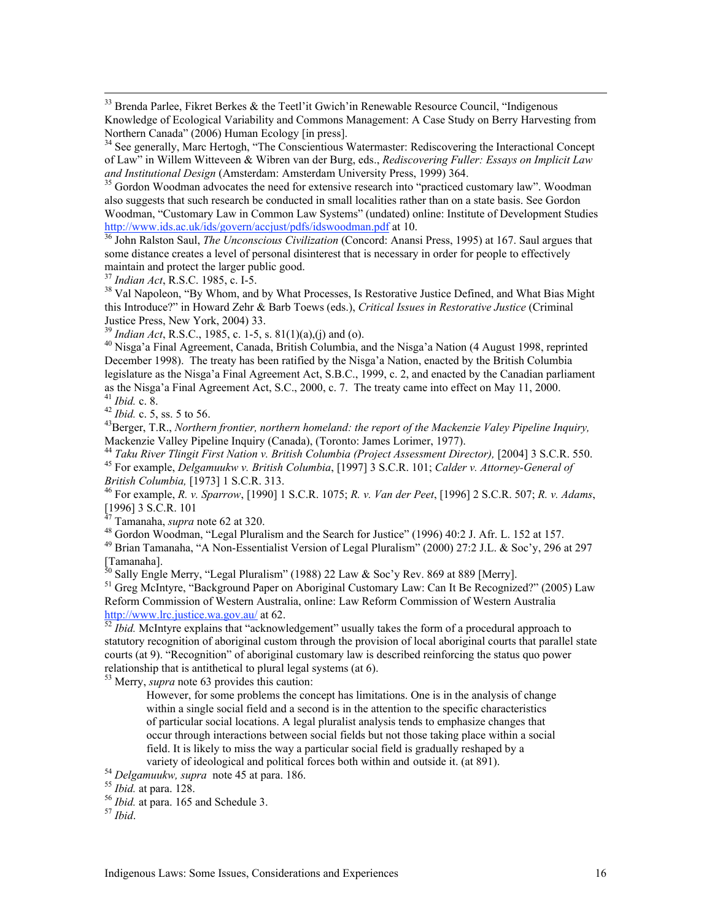[33] Brenda Parlee, Fikret Berkes & the Teetl'it Gwich'in Renewable Resource Council, "Indigenous Knowledge of Ecological Variability and Commons Management: A Case Study on Berry Harvesting from Northern Canada" (2006) Human Ecology [in press].

[34] See generally, Marc Hertogh, "The Conscientious Watermaster: Rediscovering the Interactional Concept of Law" in Willem Witteveen & Wibren van der Burg, eds., *Rediscovering Fuller: Essays on Implicit Law and Institutional Design* (Amsterdam: Amsterdam University Press, 1999) 364.

[35] Gordon Woodman advocates the need for extensive research into "practiced customary law". Woodman also suggests that such research be conducted in small localities rather than on a state basis. See Gordon Woodman, "Customary Law in Common Law Systems" (undated) online: Institute of Development Studies http://www.ids.ac.uk/ids/govern/accjust/pdfs/idswoodman.pdf at 10.

[36] John Ralston Saul, *The Unconscious Civilization* (Concord: Anansi Press, 1995) at 167. Saul argues that some distance creates a level of personal disinterest that is necessary in order for people to effectively maintain and protect the larger public good.

[37] *Indian Act*, R.S.C. 1985, c. I-5.

[38] Val Napoleon, "By Whom, and by What Processes, Is Restorative Justice Defined, and What Bias Might this Introduce?" in Howard Zehr & Barb Toews (eds.), *Critical Issues in Restorative Justice* (Criminal Justice Press, New York, 2004) 33.

[39] *Indian Act*, R.S.C., 1985, c. 1-5, s. 81(1)(a),(j) and (o).

[40] Nisga'a Final Agreement, Canada, British Columbia, and the Nisga'a Nation (4 August 1998, reprinted December 1998). The treaty has been ratified by the Nisga'a Nation, enacted by the British Columbia legislature as the Nisga'a Final Agreement Act, S.B.C., 1999, c. 2, and enacted by the Canadian parliament as the Nisga'a Final Agreement Act, S.C., 2000, c. 7. The treaty came into effect on May 11, 2000.

[41] *Ibid.* c. 8.

[42] *Ibid.* c. 5, ss. 5 to 56.

[43] Berger, T.R., *Northern frontier, northern homeland: the report of the Mackenzie Valey Pipeline Inquiry,* Mackenzie Valley Pipeline Inquiry (Canada), (Toronto: James Lorimer, 1977).

[44] *Taku River Tlingit First Nation v. British Columbia (Project Assessment Director),* [2004] 3 S.C.R. 550.

[45] For example, *Delgamuukw v. British Columbia*, [1997] 3 S.C.R. 101; *Calder v. Attorney-General of British Columbia,* [1973] 1 S.C.R. 313.

[46] For example, *R. v. Sparrow*, [1990] 1 S.C.R. 1075; *R. v. Van der Peet*, [1996] 2 S.C.R. 507; *R. v. Adams*, [1996] 3 S.C.R. 101

[47] Tamanaha, *supra* note 62 at 320.

[48] Gordon Woodman, "Legal Pluralism and the Search for Justice" (1996) 40:2 J. Afr. L. 152 at 157.

[49] Brian Tamanaha, "A Non-Essentialist Version of Legal Pluralism" (2000) 27:2 J.L. & Soc'y, 296 at 297 [Tamanaha].

[50] Sally Engle Merry, "Legal Pluralism" (1988) 22 Law & Soc'y Rev. 869 at 889 [Merry].

[51] Greg McIntyre, "Background Paper on Aboriginal Customary Law: Can It Be Recognized?" (2005) Law Reform Commission of Western Australia, online: Law Reform Commission of Western Australia http://www.lrc.justice.wa.gov.au/ at 62.

[52] *Ibid.* McIntyre explains that "acknowledgement" usually takes the form of a procedural approach to statutory recognition of aboriginal custom through the provision of local aboriginal courts that parallel state courts (at 9). "Recognition" of aboriginal customary law is described reinforcing the status quo power relationship that is antithetical to plural legal systems (at 6).

[53] Merry, *supra* note 63 provides this caution:

> However, for some problems the concept has limitations. One is in the analysis of change within a single social field and a second is in the attention to the specific characteristics of particular social locations. A legal pluralist analysis tends to emphasize changes that occur through interactions between social fields but not those taking place within a social field. It is likely to miss the way a particular social field is gradually reshaped by a variety of ideological and political forces both within and outside it. (at 891).

[54] *Delgamuukw, supra* note 45 at para. 186.

[55] *Ibid.* at para. 128.

[56] *Ibid.* at para. 165 and Schedule 3.

[57] *Ibid*.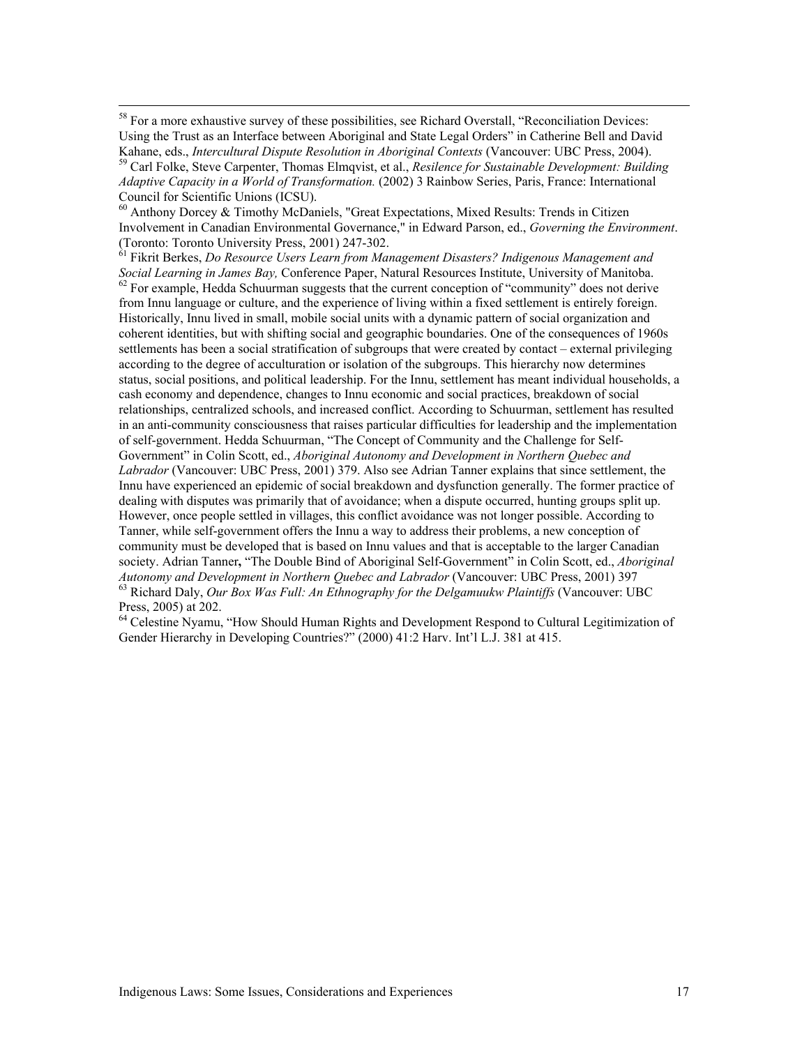[58] For a more exhaustive survey of these possibilities, see Richard Overstall, "Reconciliation Devices: Using the Trust as an Interface between Aboriginal and State Legal Orders" in Catherine Bell and David Kahane, eds., *Intercultural Dispute Resolution in Aboriginal Contexts* (Vancouver: UBC Press, 2004).

[59] Carl Folke, Steve Carpenter, Thomas Elmqvist, et al., *Resilence for Sustainable Development: Building Adaptive Capacity in a World of Transformation.* (2002) 3 Rainbow Series, Paris, France: International Council for Scientific Unions (ICSU).

[60] Anthony Dorcey & Timothy McDaniels, "Great Expectations, Mixed Results: Trends in Citizen Involvement in Canadian Environmental Governance," in Edward Parson, ed., *Governing the Environment*. (Toronto: Toronto University Press, 2001) 247-302.

[61] Fikrit Berkes, *Do Resource Users Learn from Management Disasters? Indigenous Management and Social Learning in James Bay,* Conference Paper, Natural Resources Institute, University of Manitoba.

[62] For example, Hedda Schuurman suggests that the current conception of "community" does not derive from Innu language or culture, and the experience of living within a fixed settlement is entirely foreign. Historically, Innu lived in small, mobile social units with a dynamic pattern of social organization and coherent identities, but with shifting social and geographic boundaries. One of the consequences of 1960s settlements has been a social stratification of subgroups that were created by contact – external privileging according to the degree of acculturation or isolation of the subgroups. This hierarchy now determines status, social positions, and political leadership. For the Innu, settlement has meant individual households, a cash economy and dependence, changes to Innu economic and social practices, breakdown of social relationships, centralized schools, and increased conflict. According to Schuurman, settlement has resulted in an anti-community consciousness that raises particular difficulties for leadership and the implementation of self-government. Hedda Schuurman, "The Concept of Community and the Challenge for Self-Government" in Colin Scott, ed., *Aboriginal Autonomy and Development in Northern Quebec and Labrador* (Vancouver: UBC Press, 2001) 379. Also see Adrian Tanner explains that since settlement, the Innu have experienced an epidemic of social breakdown and dysfunction generally. The former practice of dealing with disputes was primarily that of avoidance; when a dispute occurred, hunting groups split up. However, once people settled in villages, this conflict avoidance was not longer possible. According to Tanner, while self-government offers the Innu a way to address their problems, a new conception of community must be developed that is based on Innu values and that is acceptable to the larger Canadian society. Adrian Tanner**,** "The Double Bind of Aboriginal Self-Government" in Colin Scott, ed., *Aboriginal Autonomy and Development in Northern Quebec and Labrador* (Vancouver: UBC Press, 2001) 397

[63] Richard Daly, *Our Box Was Full: An Ethnography for the Delgamuukw Plaintiffs* (Vancouver: UBC Press, 2005) at 202.

[64] Celestine Nyamu, "How Should Human Rights and Development Respond to Cultural Legitimization of Gender Hierarchy in Developing Countries?" (2000) 41:2 Harv. Int'l L.J. 381 at 415.